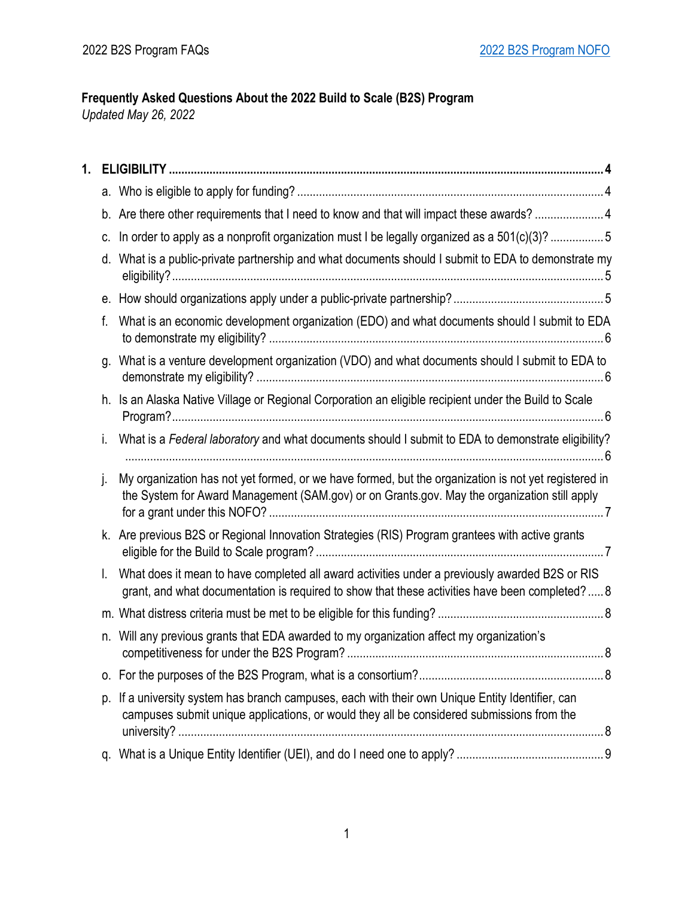# Frequently Asked Questions About the 2022 Build to Scale (B2S) Program

*Updated May 26, 2022*

1. **ELIGIBILITY** ..... 4
   a. Who is eligible to apply for funding? ..... 4
   b. Are there other requirements that I need to know and that will impact these awards? ..... 4
   c. In order to apply as a nonprofit organization must I be legally organized as a 501(c)(3)? ..... 5
   d. What is a public-private partnership and what documents should I submit to EDA to demonstrate my eligibility? ..... 5
   e. How should organizations apply under a public-private partnership? ..... 5
   f. What is an economic development organization (EDO) and what documents should I submit to EDA to demonstrate my eligibility? ..... 6
   g. What is a venture development organization (VDO) and what documents should I submit to EDA to demonstrate my eligibility? ..... 6
   h. Is an Alaska Native Village or Regional Corporation an eligible recipient under the Build to Scale Program? ..... 6
   i. What is a *Federal laboratory* and what documents should I submit to EDA to demonstrate eligibility? ..... 6
   j. My organization has not yet formed, or we have formed, but the organization is not yet registered in the System for Award Management (SAM.gov) or on Grants.gov. May the organization still apply for a grant under this NOFO? ..... 7
   k. Are previous B2S or Regional Innovation Strategies (RIS) Program grantees with active grants eligible for the Build to Scale program? ..... 7
   l. What does it mean to have completed all award activities under a previously awarded B2S or RIS grant, and what documentation is required to show that these activities have been completed? ..... 8
   m. What distress criteria must be met to be eligible for this funding? ..... 8
   n. Will any previous grants that EDA awarded to my organization affect my organization's competitiveness for under the B2S Program? ..... 8
   o. For the purposes of the B2S Program, what is a consortium? ..... 8
   p. If a university system has branch campuses, each with their own Unique Entity Identifier, can campuses submit unique applications, or would they all be considered submissions from the university? ..... 8
   q. What is a Unique Entity Identifier (UEI), and do I need one to apply? ..... 9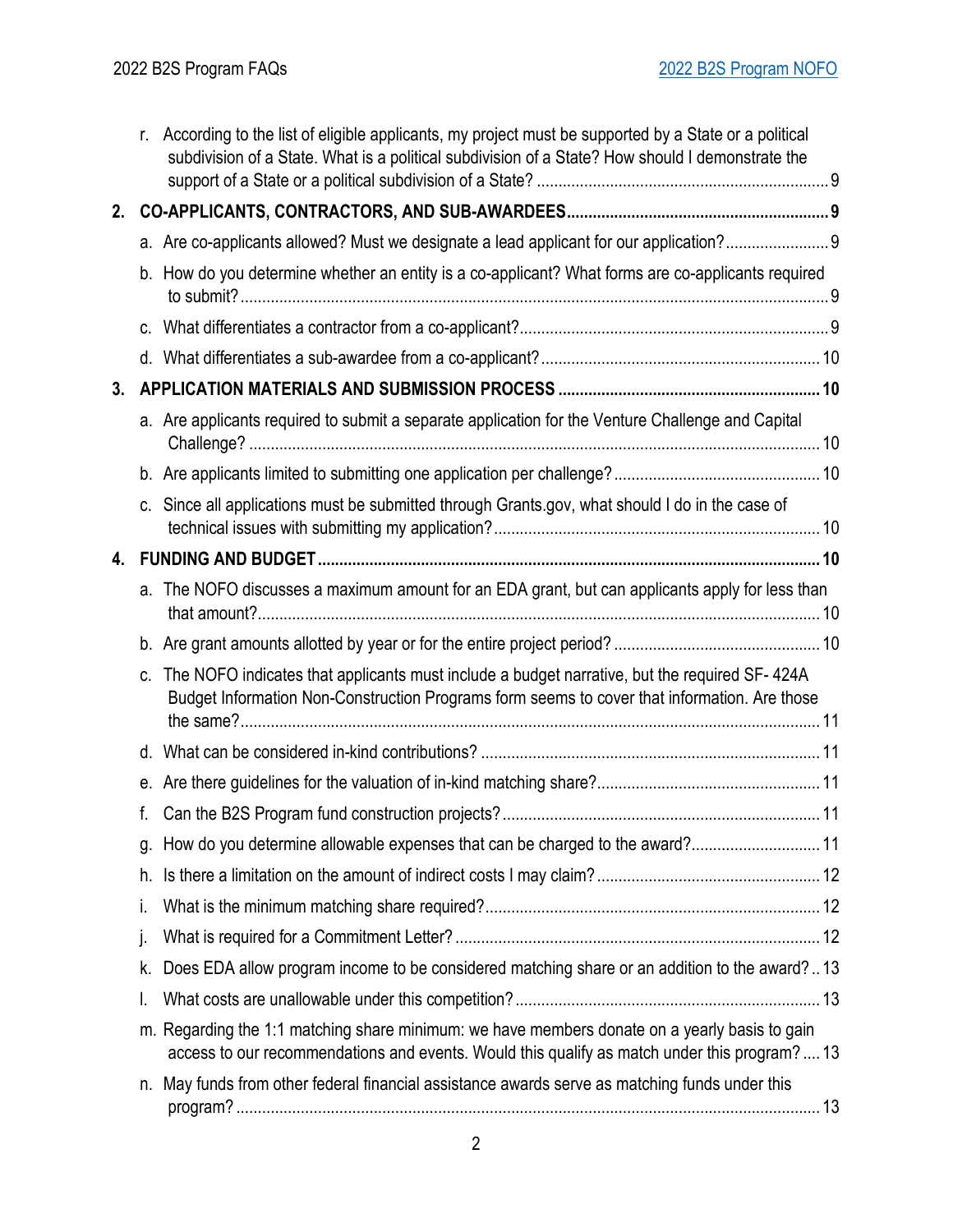r. According to the list of eligible applicants, my project must be supported by a State or a political subdivision of a State. What is a political subdivision of a State? How should I demonstrate the support of a State or a political subdivision of a State? .......... 9

**2. CO-APPLICANTS, CONTRACTORS, AND SUB-AWARDEES .......... 9**

a. Are co-applicants allowed? Must we designate a lead applicant for our application? .......... 9

b. How do you determine whether an entity is a co-applicant? What forms are co-applicants required to submit? .......... 9

c. What differentiates a contractor from a co-applicant? .......... 9

d. What differentiates a sub-awardee from a co-applicant? .......... 10

**3. APPLICATION MATERIALS AND SUBMISSION PROCESS .......... 10**

a. Are applicants required to submit a separate application for the Venture Challenge and Capital Challenge? .......... 10

b. Are applicants limited to submitting one application per challenge? .......... 10

c. Since all applications must be submitted through Grants.gov, what should I do in the case of technical issues with submitting my application? .......... 10

**4. FUNDING AND BUDGET .......... 10**

a. The NOFO discusses a maximum amount for an EDA grant, but can applicants apply for less than that amount? .......... 10

b. Are grant amounts allotted by year or for the entire project period? .......... 10

c. The NOFO indicates that applicants must include a budget narrative, but the required SF- 424A Budget Information Non-Construction Programs form seems to cover that information. Are those the same? .......... 11

d. What can be considered in-kind contributions? .......... 11

e. Are there guidelines for the valuation of in-kind matching share? .......... 11

f. Can the B2S Program fund construction projects? .......... 11

g. How do you determine allowable expenses that can be charged to the award? .......... 11

h. Is there a limitation on the amount of indirect costs I may claim? .......... 12

i. What is the minimum matching share required? .......... 12

j. What is required for a Commitment Letter? .......... 12

k. Does EDA allow program income to be considered matching share or an addition to the award? .......... 13

l. What costs are unallowable under this competition? .......... 13

m. Regarding the 1:1 matching share minimum: we have members donate on a yearly basis to gain access to our recommendations and events. Would this qualify as match under this program? .......... 13

n. May funds from other federal financial assistance awards serve as matching funds under this program? .......... 13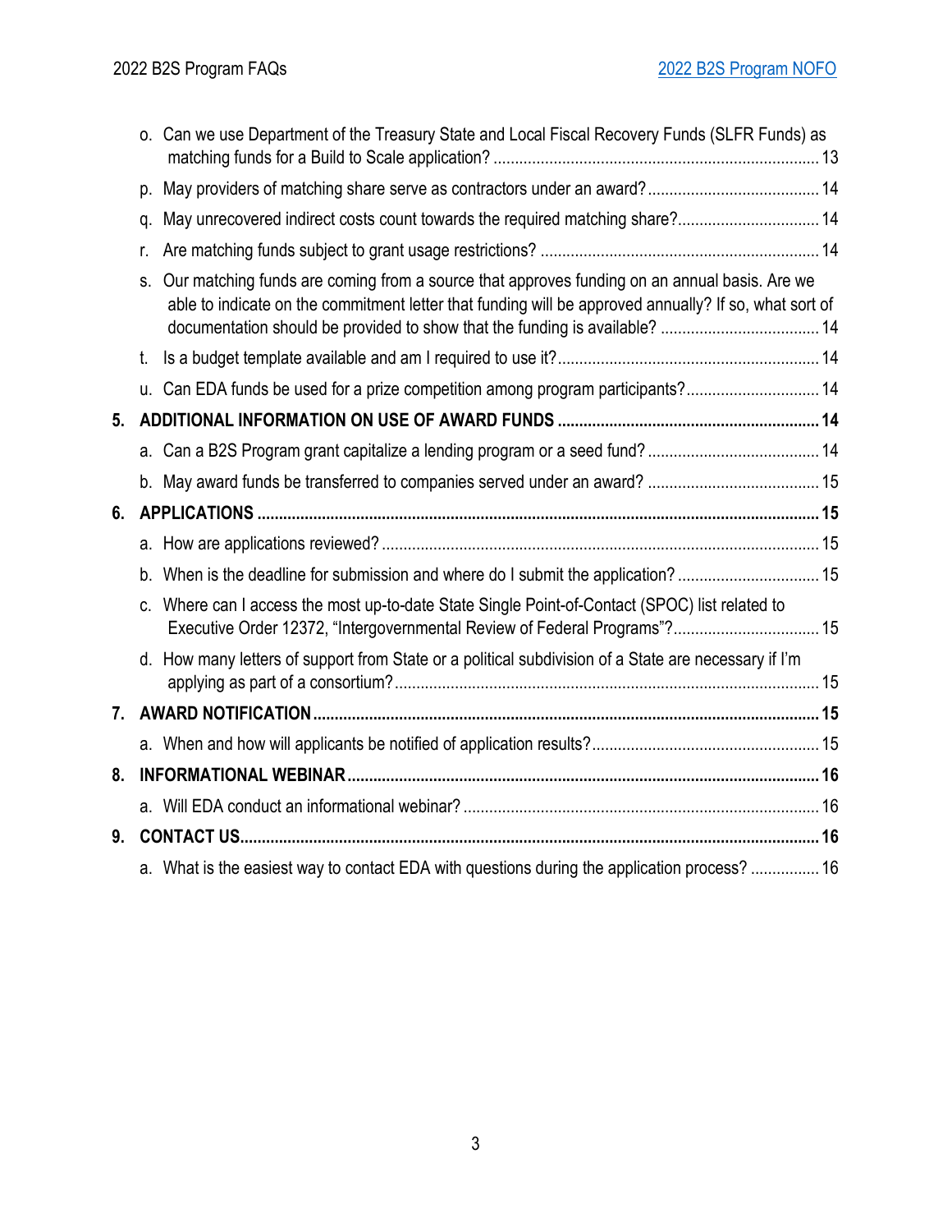o. Can we use Department of the Treasury State and Local Fiscal Recovery Funds (SLFR Funds) as matching funds for a Build to Scale application? ... 13

p. May providers of matching share serve as contractors under an award? ... 14

q. May unrecovered indirect costs count towards the required matching share? ... 14

r. Are matching funds subject to grant usage restrictions? ... 14

s. Our matching funds are coming from a source that approves funding on an annual basis. Are we able to indicate on the commitment letter that funding will be approved annually? If so, what sort of documentation should be provided to show that the funding is available? ... 14

t. Is a budget template available and am I required to use it? ... 14

u. Can EDA funds be used for a prize competition among program participants? ... 14

**5. ADDITIONAL INFORMATION ON USE OF AWARD FUNDS ... 14**

a. Can a B2S Program grant capitalize a lending program or a seed fund? ... 14

b. May award funds be transferred to companies served under an award? ... 15

**6. APPLICATIONS ... 15**

a. How are applications reviewed? ... 15

b. When is the deadline for submission and where do I submit the application? ... 15

c. Where can I access the most up-to-date State Single Point-of-Contact (SPOC) list related to Executive Order 12372, "Intergovernmental Review of Federal Programs"? ... 15

d. How many letters of support from State or a political subdivision of a State are necessary if I'm applying as part of a consortium? ... 15

**7. AWARD NOTIFICATION ... 15**

a. When and how will applicants be notified of application results? ... 15

**8. INFORMATIONAL WEBINAR ... 16**

a. Will EDA conduct an informational webinar? ... 16

**9. CONTACT US ... 16**

a. What is the easiest way to contact EDA with questions during the application process? ... 16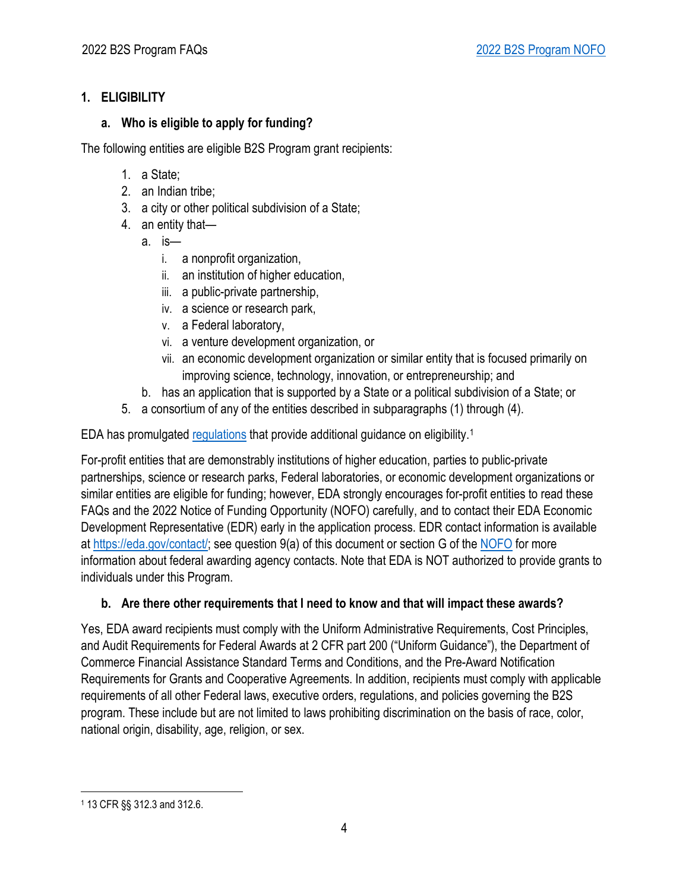## 1. ELIGIBILITY

### a. Who is eligible to apply for funding?

The following entities are eligible B2S Program grant recipients:

1. a State;
2. an Indian tribe;
3. a city or other political subdivision of a State;
4. an entity that—
   a. is—
      i. a nonprofit organization,
      ii. an institution of higher education,
      iii. a public-private partnership,
      iv. a science or research park,
      v. a Federal laboratory,
      vi. a venture development organization, or
      vii. an economic development organization or similar entity that is focused primarily on improving science, technology, innovation, or entrepreneurship; and
   b. has an application that is supported by a State or a political subdivision of a State; or
5. a consortium of any of the entities described in subparagraphs (1) through (4).

EDA has promulgated regulations that provide additional guidance on eligibility.[1]

For-profit entities that are demonstrably institutions of higher education, parties to public-private partnerships, science or research parks, Federal laboratories, or economic development organizations or similar entities are eligible for funding; however, EDA strongly encourages for-profit entities to read these FAQs and the 2022 Notice of Funding Opportunity (NOFO) carefully, and to contact their EDA Economic Development Representative (EDR) early in the application process. EDR contact information is available at https://eda.gov/contact/; see question 9(a) of this document or section G of the NOFO for more information about federal awarding agency contacts. Note that EDA is NOT authorized to provide grants to individuals under this Program.

### b. Are there other requirements that I need to know and that will impact these awards?

Yes, EDA award recipients must comply with the Uniform Administrative Requirements, Cost Principles, and Audit Requirements for Federal Awards at 2 CFR part 200 ("Uniform Guidance"), the Department of Commerce Financial Assistance Standard Terms and Conditions, and the Pre-Award Notification Requirements for Grants and Cooperative Agreements. In addition, recipients must comply with applicable requirements of all other Federal laws, executive orders, regulations, and policies governing the B2S program. These include but are not limited to laws prohibiting discrimination on the basis of race, color, national origin, disability, age, religion, or sex.

---

[1] 13 CFR §§ 312.3 and 312.6.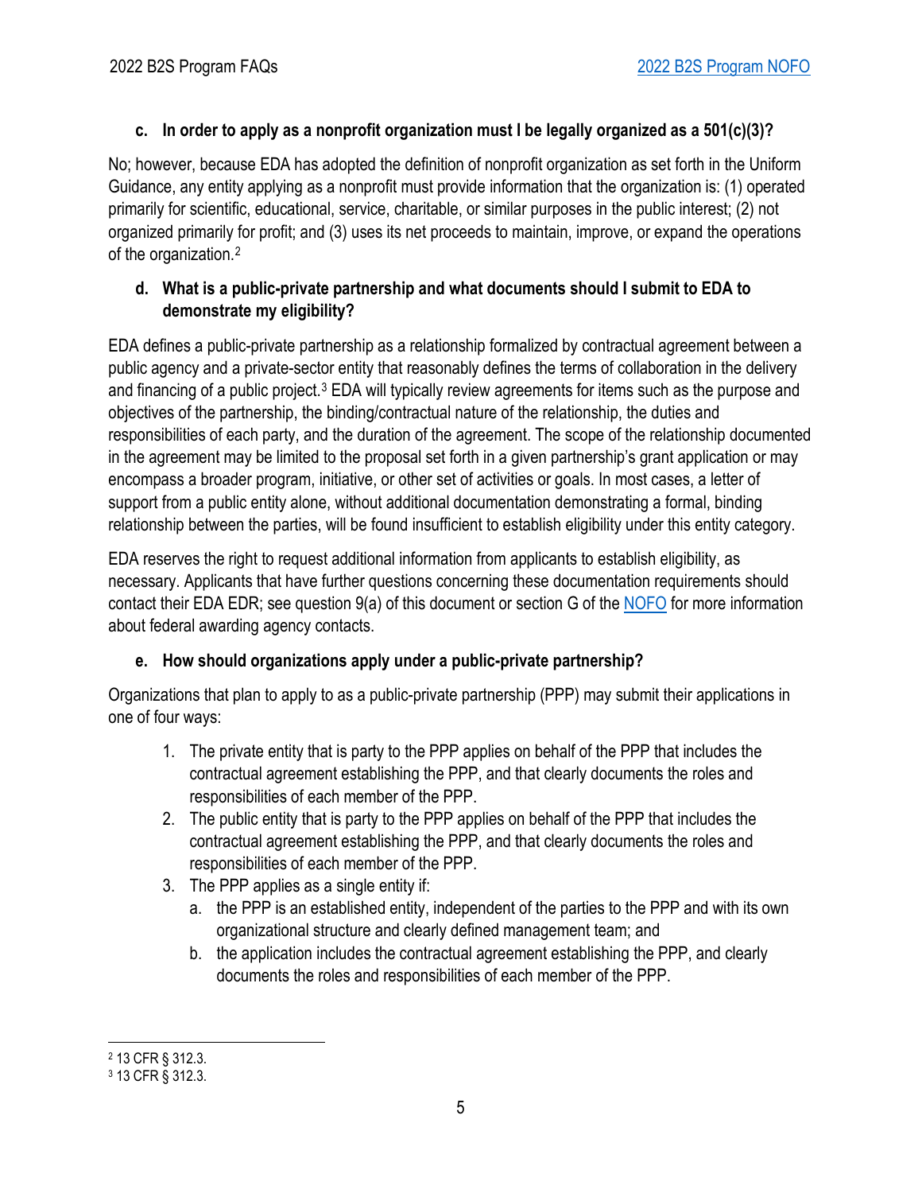**c. In order to apply as a nonprofit organization must I be legally organized as a 501(c)(3)?**

No; however, because EDA has adopted the definition of nonprofit organization as set forth in the Uniform Guidance, any entity applying as a nonprofit must provide information that the organization is: (1) operated primarily for scientific, educational, service, charitable, or similar purposes in the public interest; (2) not organized primarily for profit; and (3) uses its net proceeds to maintain, improve, or expand the operations of the organization.[2]

**d. What is a public-private partnership and what documents should I submit to EDA to demonstrate my eligibility?**

EDA defines a public-private partnership as a relationship formalized by contractual agreement between a public agency and a private-sector entity that reasonably defines the terms of collaboration in the delivery and financing of a public project.[3] EDA will typically review agreements for items such as the purpose and objectives of the partnership, the binding/contractual nature of the relationship, the duties and responsibilities of each party, and the duration of the agreement. The scope of the relationship documented in the agreement may be limited to the proposal set forth in a given partnership's grant application or may encompass a broader program, initiative, or other set of activities or goals. In most cases, a letter of support from a public entity alone, without additional documentation demonstrating a formal, binding relationship between the parties, will be found insufficient to establish eligibility under this entity category.

EDA reserves the right to request additional information from applicants to establish eligibility, as necessary. Applicants that have further questions concerning these documentation requirements should contact their EDA EDR; see question 9(a) of this document or section G of the NOFO for more information about federal awarding agency contacts.

**e. How should organizations apply under a public-private partnership?**

Organizations that plan to apply to as a public-private partnership (PPP) may submit their applications in one of four ways:

1. The private entity that is party to the PPP applies on behalf of the PPP that includes the contractual agreement establishing the PPP, and that clearly documents the roles and responsibilities of each member of the PPP.
2. The public entity that is party to the PPP applies on behalf of the PPP that includes the contractual agreement establishing the PPP, and that clearly documents the roles and responsibilities of each member of the PPP.
3. The PPP applies as a single entity if:
   a. the PPP is an established entity, independent of the parties to the PPP and with its own organizational structure and clearly defined management team; and
   b. the application includes the contractual agreement establishing the PPP, and clearly documents the roles and responsibilities of each member of the PPP.

---

[2] 13 CFR § 312.3.

[3] 13 CFR § 312.3.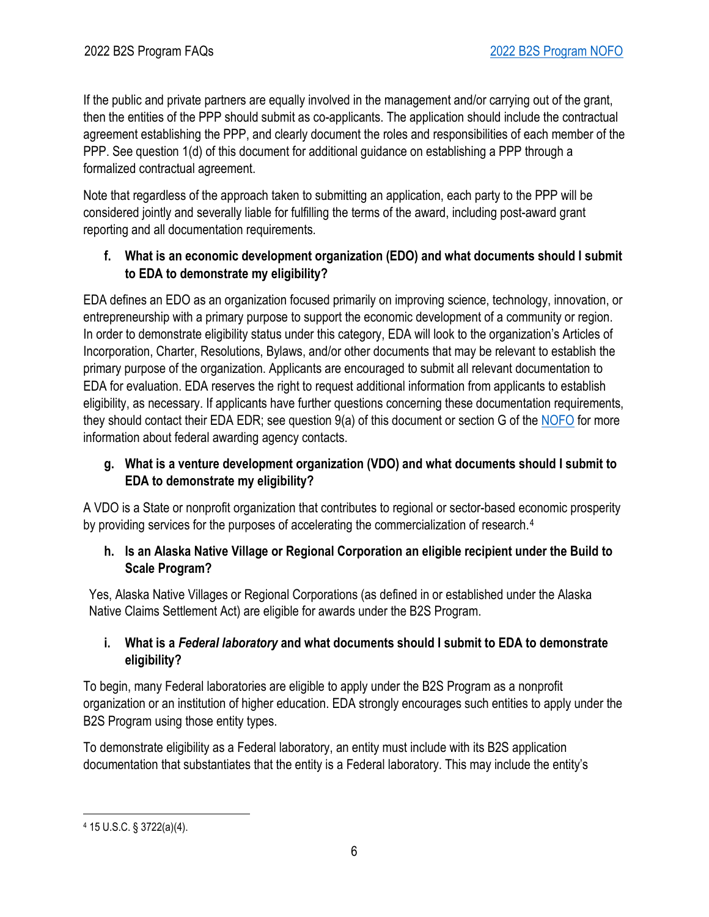If the public and private partners are equally involved in the management and/or carrying out of the grant, then the entities of the PPP should submit as co-applicants. The application should include the contractual agreement establishing the PPP, and clearly document the roles and responsibilities of each member of the PPP. See question 1(d) of this document for additional guidance on establishing a PPP through a formalized contractual agreement.

Note that regardless of the approach taken to submitting an application, each party to the PPP will be considered jointly and severally liable for fulfilling the terms of the award, including post-award grant reporting and all documentation requirements.

**f. What is an economic development organization (EDO) and what documents should I submit to EDA to demonstrate my eligibility?**

EDA defines an EDO as an organization focused primarily on improving science, technology, innovation, or entrepreneurship with a primary purpose to support the economic development of a community or region. In order to demonstrate eligibility status under this category, EDA will look to the organization's Articles of Incorporation, Charter, Resolutions, Bylaws, and/or other documents that may be relevant to establish the primary purpose of the organization. Applicants are encouraged to submit all relevant documentation to EDA for evaluation. EDA reserves the right to request additional information from applicants to establish eligibility, as necessary. If applicants have further questions concerning these documentation requirements, they should contact their EDA EDR; see question 9(a) of this document or section G of the NOFO for more information about federal awarding agency contacts.

**g. What is a venture development organization (VDO) and what documents should I submit to EDA to demonstrate my eligibility?**

A VDO is a State or nonprofit organization that contributes to regional or sector-based economic prosperity by providing services for the purposes of accelerating the commercialization of research.[4]

**h. Is an Alaska Native Village or Regional Corporation an eligible recipient under the Build to Scale Program?**

Yes, Alaska Native Villages or Regional Corporations (as defined in or established under the Alaska Native Claims Settlement Act) are eligible for awards under the B2S Program.

**i. What is a *Federal laboratory* and what documents should I submit to EDA to demonstrate eligibility?**

To begin, many Federal laboratories are eligible to apply under the B2S Program as a nonprofit organization or an institution of higher education. EDA strongly encourages such entities to apply under the B2S Program using those entity types.

To demonstrate eligibility as a Federal laboratory, an entity must include with its B2S application documentation that substantiates that the entity is a Federal laboratory. This may include the entity's

[4] 15 U.S.C. § 3722(a)(4).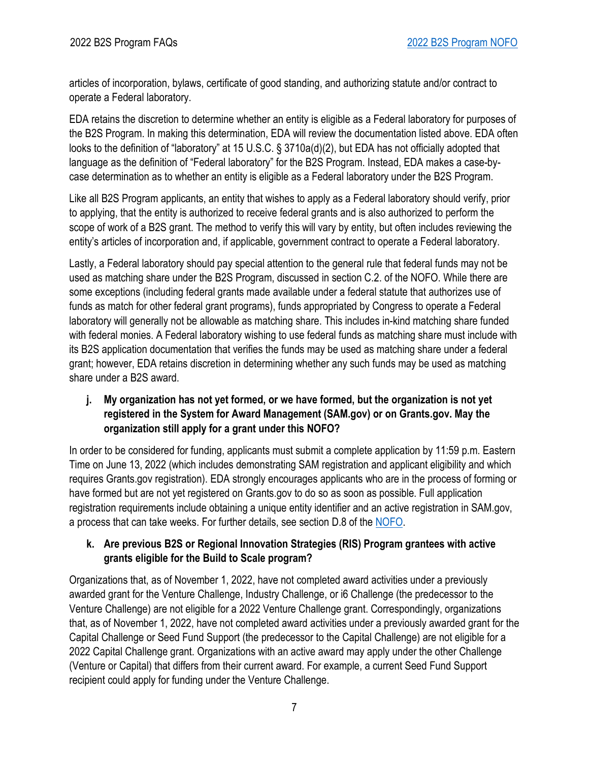articles of incorporation, bylaws, certificate of good standing, and authorizing statute and/or contract to operate a Federal laboratory.

EDA retains the discretion to determine whether an entity is eligible as a Federal laboratory for purposes of the B2S Program. In making this determination, EDA will review the documentation listed above. EDA often looks to the definition of "laboratory" at 15 U.S.C. § 3710a(d)(2), but EDA has not officially adopted that language as the definition of "Federal laboratory" for the B2S Program. Instead, EDA makes a case-by-case determination as to whether an entity is eligible as a Federal laboratory under the B2S Program.

Like all B2S Program applicants, an entity that wishes to apply as a Federal laboratory should verify, prior to applying, that the entity is authorized to receive federal grants and is also authorized to perform the scope of work of a B2S grant. The method to verify this will vary by entity, but often includes reviewing the entity's articles of incorporation and, if applicable, government contract to operate a Federal laboratory.

Lastly, a Federal laboratory should pay special attention to the general rule that federal funds may not be used as matching share under the B2S Program, discussed in section C.2. of the NOFO. While there are some exceptions (including federal grants made available under a federal statute that authorizes use of funds as match for other federal grant programs), funds appropriated by Congress to operate a Federal laboratory will generally not be allowable as matching share. This includes in-kind matching share funded with federal monies. A Federal laboratory wishing to use federal funds as matching share must include with its B2S application documentation that verifies the funds may be used as matching share under a federal grant; however, EDA retains discretion in determining whether any such funds may be used as matching share under a B2S award.

**j. My organization has not yet formed, or we have formed, but the organization is not yet registered in the System for Award Management (SAM.gov) or on Grants.gov. May the organization still apply for a grant under this NOFO?**

In order to be considered for funding, applicants must submit a complete application by 11:59 p.m. Eastern Time on June 13, 2022 (which includes demonstrating SAM registration and applicant eligibility and which requires Grants.gov registration). EDA strongly encourages applicants who are in the process of forming or have formed but are not yet registered on Grants.gov to do so as soon as possible. Full application registration requirements include obtaining a unique entity identifier and an active registration in SAM.gov, a process that can take weeks. For further details, see section D.8 of the NOFO.

**k. Are previous B2S or Regional Innovation Strategies (RIS) Program grantees with active grants eligible for the Build to Scale program?**

Organizations that, as of November 1, 2022, have not completed award activities under a previously awarded grant for the Venture Challenge, Industry Challenge, or i6 Challenge (the predecessor to the Venture Challenge) are not eligible for a 2022 Venture Challenge grant. Correspondingly, organizations that, as of November 1, 2022, have not completed award activities under a previously awarded grant for the Capital Challenge or Seed Fund Support (the predecessor to the Capital Challenge) are not eligible for a 2022 Capital Challenge grant. Organizations with an active award may apply under the other Challenge (Venture or Capital) that differs from their current award. For example, a current Seed Fund Support recipient could apply for funding under the Venture Challenge.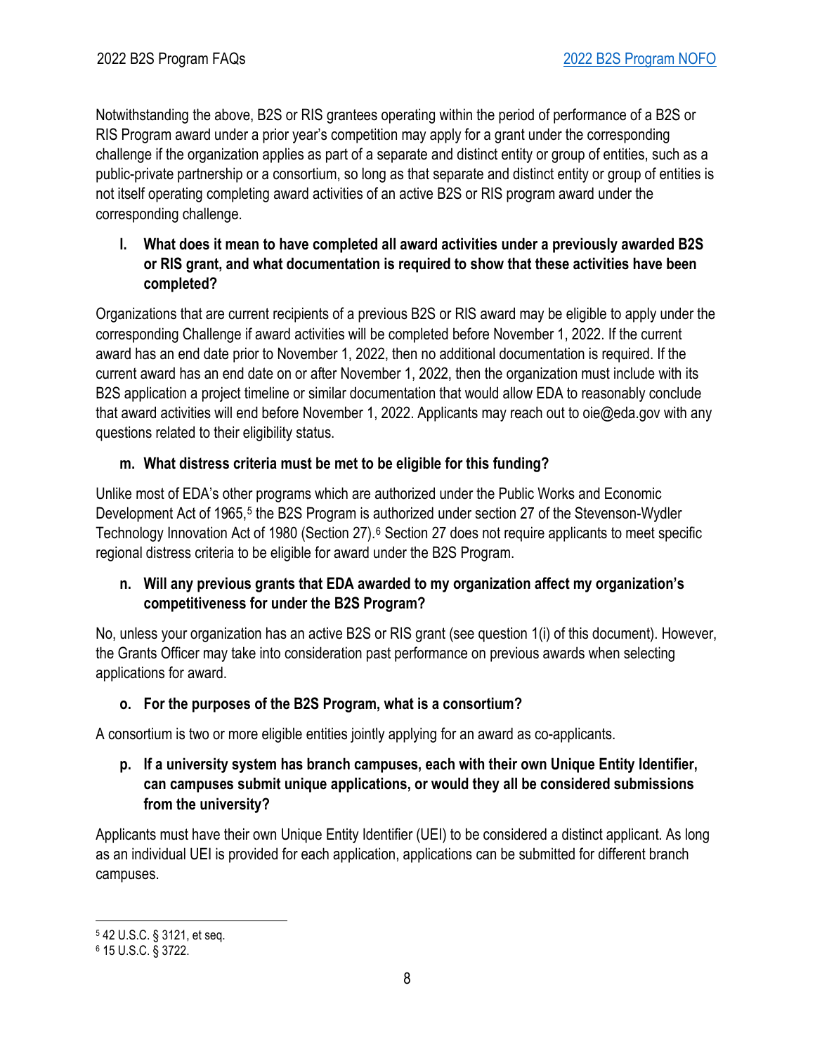Notwithstanding the above, B2S or RIS grantees operating within the period of performance of a B2S or RIS Program award under a prior year's competition may apply for a grant under the corresponding challenge if the organization applies as part of a separate and distinct entity or group of entities, such as a public-private partnership or a consortium, so long as that separate and distinct entity or group of entities is not itself operating completing award activities of an active B2S or RIS program award under the corresponding challenge.

**l. What does it mean to have completed all award activities under a previously awarded B2S or RIS grant, and what documentation is required to show that these activities have been completed?**

Organizations that are current recipients of a previous B2S or RIS award may be eligible to apply under the corresponding Challenge if award activities will be completed before November 1, 2022. If the current award has an end date prior to November 1, 2022, then no additional documentation is required. If the current award has an end date on or after November 1, 2022, then the organization must include with its B2S application a project timeline or similar documentation that would allow EDA to reasonably conclude that award activities will end before November 1, 2022. Applicants may reach out to oie@eda.gov with any questions related to their eligibility status.

**m. What distress criteria must be met to be eligible for this funding?**

Unlike most of EDA's other programs which are authorized under the Public Works and Economic Development Act of 1965,[5] the B2S Program is authorized under section 27 of the Stevenson-Wydler Technology Innovation Act of 1980 (Section 27).[6] Section 27 does not require applicants to meet specific regional distress criteria to be eligible for award under the B2S Program.

**n. Will any previous grants that EDA awarded to my organization affect my organization's competitiveness for under the B2S Program?**

No, unless your organization has an active B2S or RIS grant (see question 1(i) of this document). However, the Grants Officer may take into consideration past performance on previous awards when selecting applications for award.

**o. For the purposes of the B2S Program, what is a consortium?**

A consortium is two or more eligible entities jointly applying for an award as co-applicants.

**p. If a university system has branch campuses, each with their own Unique Entity Identifier, can campuses submit unique applications, or would they all be considered submissions from the university?**

Applicants must have their own Unique Entity Identifier (UEI) to be considered a distinct applicant. As long as an individual UEI is provided for each application, applications can be submitted for different branch campuses.

---

[5] 42 U.S.C. § 3121, et seq.

[6] 15 U.S.C. § 3722.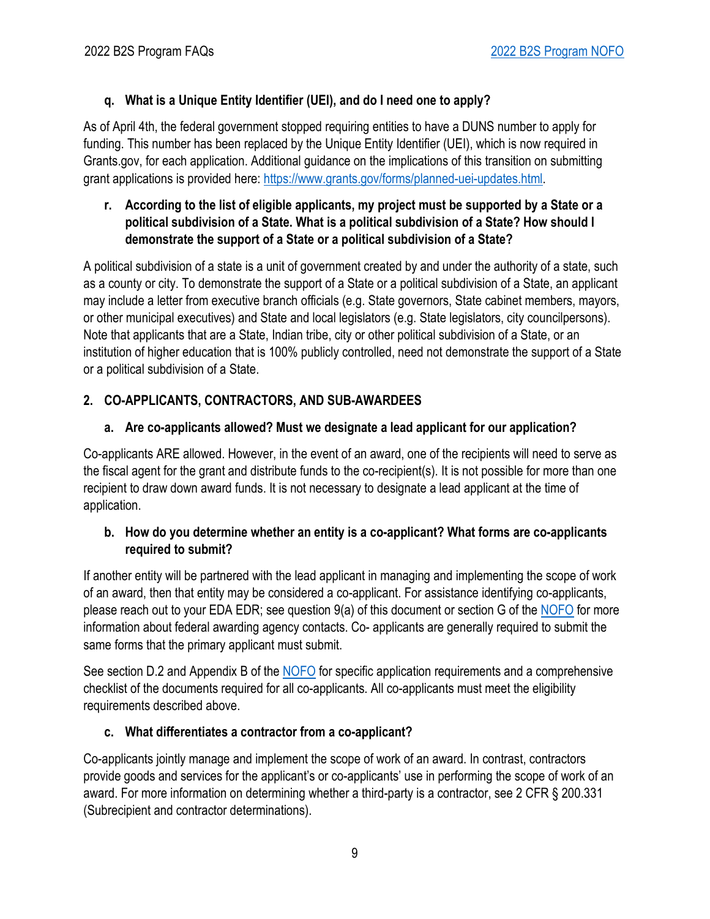**q. What is a Unique Entity Identifier (UEI), and do I need one to apply?**

As of April 4th, the federal government stopped requiring entities to have a DUNS number to apply for funding. This number has been replaced by the Unique Entity Identifier (UEI), which is now required in Grants.gov, for each application. Additional guidance on the implications of this transition on submitting grant applications is provided here: [https://www.grants.gov/forms/planned-uei-updates.html](https://www.grants.gov/forms/planned-uei-updates.html).

**r. According to the list of eligible applicants, my project must be supported by a State or a political subdivision of a State. What is a political subdivision of a State? How should I demonstrate the support of a State or a political subdivision of a State?**

A political subdivision of a state is a unit of government created by and under the authority of a state, such as a county or city. To demonstrate the support of a State or a political subdivision of a State, an applicant may include a letter from executive branch officials (e.g. State governors, State cabinet members, mayors, or other municipal executives) and State and local legislators (e.g. State legislators, city councilpersons). Note that applicants that are a State, Indian tribe, city or other political subdivision of a State, or an institution of higher education that is 100% publicly controlled, need not demonstrate the support of a State or a political subdivision of a State.

## 2. CO-APPLICANTS, CONTRACTORS, AND SUB-AWARDEES

**a. Are co-applicants allowed? Must we designate a lead applicant for our application?**

Co-applicants ARE allowed. However, in the event of an award, one of the recipients will need to serve as the fiscal agent for the grant and distribute funds to the co-recipient(s). It is not possible for more than one recipient to draw down award funds. It is not necessary to designate a lead applicant at the time of application.

**b. How do you determine whether an entity is a co-applicant? What forms are co-applicants required to submit?**

If another entity will be partnered with the lead applicant in managing and implementing the scope of work of an award, then that entity may be considered a co-applicant. For assistance identifying co-applicants, please reach out to your EDA EDR; see question 9(a) of this document or section G of the NOFO for more information about federal awarding agency contacts. Co- applicants are generally required to submit the same forms that the primary applicant must submit.

See section D.2 and Appendix B of the NOFO for specific application requirements and a comprehensive checklist of the documents required for all co-applicants. All co-applicants must meet the eligibility requirements described above.

**c. What differentiates a contractor from a co-applicant?**

Co-applicants jointly manage and implement the scope of work of an award. In contrast, contractors provide goods and services for the applicant's or co-applicants' use in performing the scope of work of an award. For more information on determining whether a third-party is a contractor, see 2 CFR § 200.331 (Subrecipient and contractor determinations).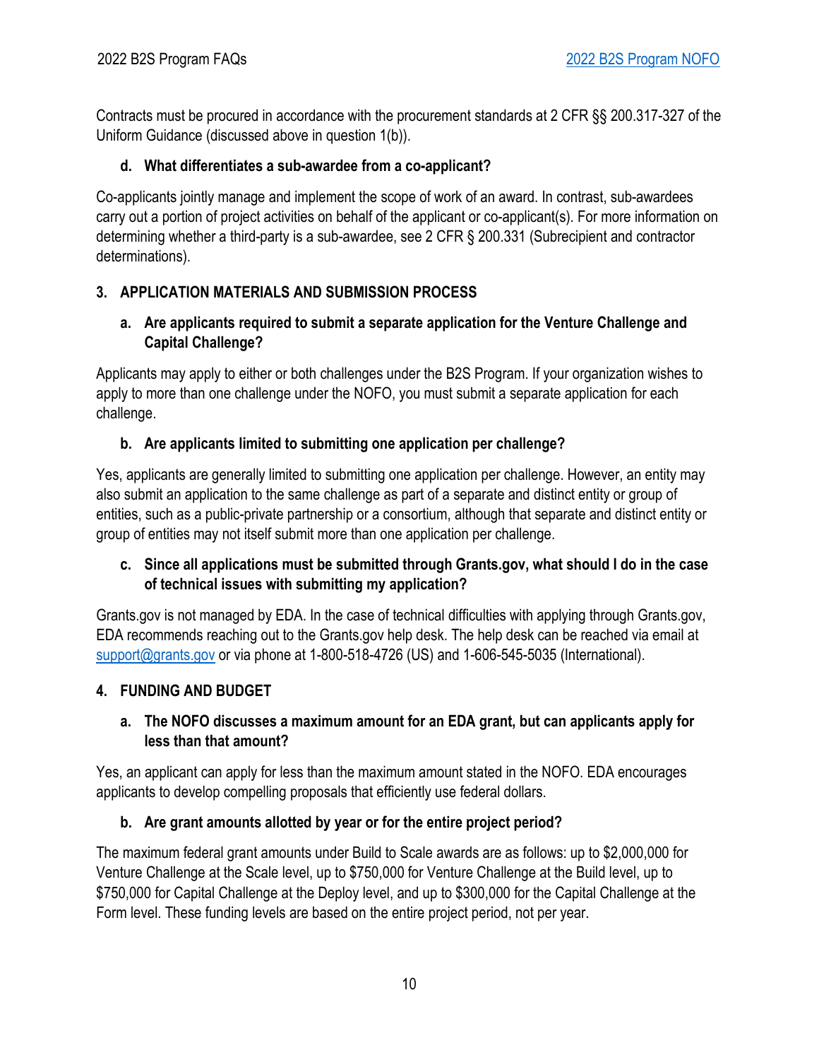Contracts must be procured in accordance with the procurement standards at 2 CFR §§ 200.317-327 of the Uniform Guidance (discussed above in question 1(b)).

**d. What differentiates a sub-awardee from a co-applicant?**

Co-applicants jointly manage and implement the scope of work of an award. In contrast, sub-awardees carry out a portion of project activities on behalf of the applicant or co-applicant(s). For more information on determining whether a third-party is a sub-awardee, see 2 CFR § 200.331 (Subrecipient and contractor determinations).

## 3. APPLICATION MATERIALS AND SUBMISSION PROCESS

**a. Are applicants required to submit a separate application for the Venture Challenge and Capital Challenge?**

Applicants may apply to either or both challenges under the B2S Program. If your organization wishes to apply to more than one challenge under the NOFO, you must submit a separate application for each challenge.

**b. Are applicants limited to submitting one application per challenge?**

Yes, applicants are generally limited to submitting one application per challenge. However, an entity may also submit an application to the same challenge as part of a separate and distinct entity or group of entities, such as a public-private partnership or a consortium, although that separate and distinct entity or group of entities may not itself submit more than one application per challenge.

**c. Since all applications must be submitted through Grants.gov, what should I do in the case of technical issues with submitting my application?**

Grants.gov is not managed by EDA. In the case of technical difficulties with applying through Grants.gov, EDA recommends reaching out to the Grants.gov help desk. The help desk can be reached via email at support@grants.gov or via phone at 1-800-518-4726 (US) and 1-606-545-5035 (International).

## 4. FUNDING AND BUDGET

**a. The NOFO discusses a maximum amount for an EDA grant, but can applicants apply for less than that amount?**

Yes, an applicant can apply for less than the maximum amount stated in the NOFO. EDA encourages applicants to develop compelling proposals that efficiently use federal dollars.

**b. Are grant amounts allotted by year or for the entire project period?**

The maximum federal grant amounts under Build to Scale awards are as follows: up to $2,000,000 for Venture Challenge at the Scale level, up to $750,000 for Venture Challenge at the Build level, up to $750,000 for Capital Challenge at the Deploy level, and up to $300,000 for the Capital Challenge at the Form level. These funding levels are based on the entire project period, not per year.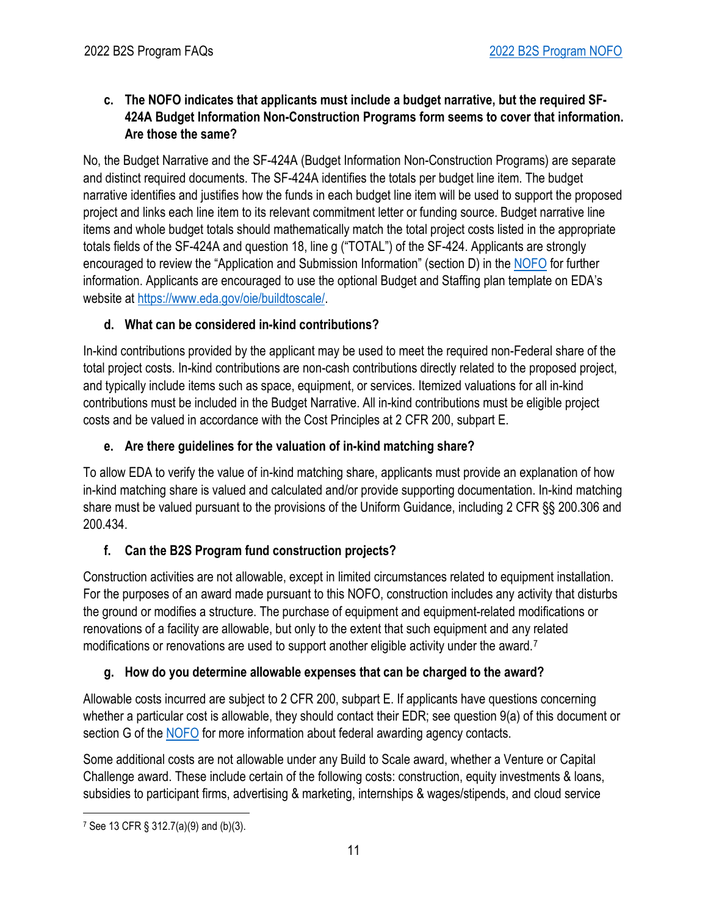**c. The NOFO indicates that applicants must include a budget narrative, but the required SF-424A Budget Information Non-Construction Programs form seems to cover that information. Are those the same?**

No, the Budget Narrative and the SF-424A (Budget Information Non-Construction Programs) are separate and distinct required documents. The SF-424A identifies the totals per budget line item. The budget narrative identifies and justifies how the funds in each budget line item will be used to support the proposed project and links each line item to its relevant commitment letter or funding source. Budget narrative line items and whole budget totals should mathematically match the total project costs listed in the appropriate totals fields of the SF-424A and question 18, line g ("TOTAL") of the SF-424. Applicants are strongly encouraged to review the "Application and Submission Information" (section D) in the NOFO for further information. Applicants are encouraged to use the optional Budget and Staffing plan template on EDA's website at https://www.eda.gov/oie/buildtoscale/.

**d. What can be considered in-kind contributions?**

In-kind contributions provided by the applicant may be used to meet the required non-Federal share of the total project costs. In-kind contributions are non-cash contributions directly related to the proposed project, and typically include items such as space, equipment, or services. Itemized valuations for all in-kind contributions must be included in the Budget Narrative. All in-kind contributions must be eligible project costs and be valued in accordance with the Cost Principles at 2 CFR 200, subpart E.

**e. Are there guidelines for the valuation of in-kind matching share?**

To allow EDA to verify the value of in-kind matching share, applicants must provide an explanation of how in-kind matching share is valued and calculated and/or provide supporting documentation. In-kind matching share must be valued pursuant to the provisions of the Uniform Guidance, including 2 CFR §§ 200.306 and 200.434.

**f. Can the B2S Program fund construction projects?**

Construction activities are not allowable, except in limited circumstances related to equipment installation. For the purposes of an award made pursuant to this NOFO, construction includes any activity that disturbs the ground or modifies a structure. The purchase of equipment and equipment-related modifications or renovations of a facility are allowable, but only to the extent that such equipment and any related modifications or renovations are used to support another eligible activity under the award.[7]

**g. How do you determine allowable expenses that can be charged to the award?**

Allowable costs incurred are subject to 2 CFR 200, subpart E. If applicants have questions concerning whether a particular cost is allowable, they should contact their EDR; see question 9(a) of this document or section G of the NOFO for more information about federal awarding agency contacts.

Some additional costs are not allowable under any Build to Scale award, whether a Venture or Capital Challenge award. These include certain of the following costs: construction, equity investments & loans, subsidies to participant firms, advertising & marketing, internships & wages/stipends, and cloud service

---

[7] See 13 CFR § 312.7(a)(9) and (b)(3).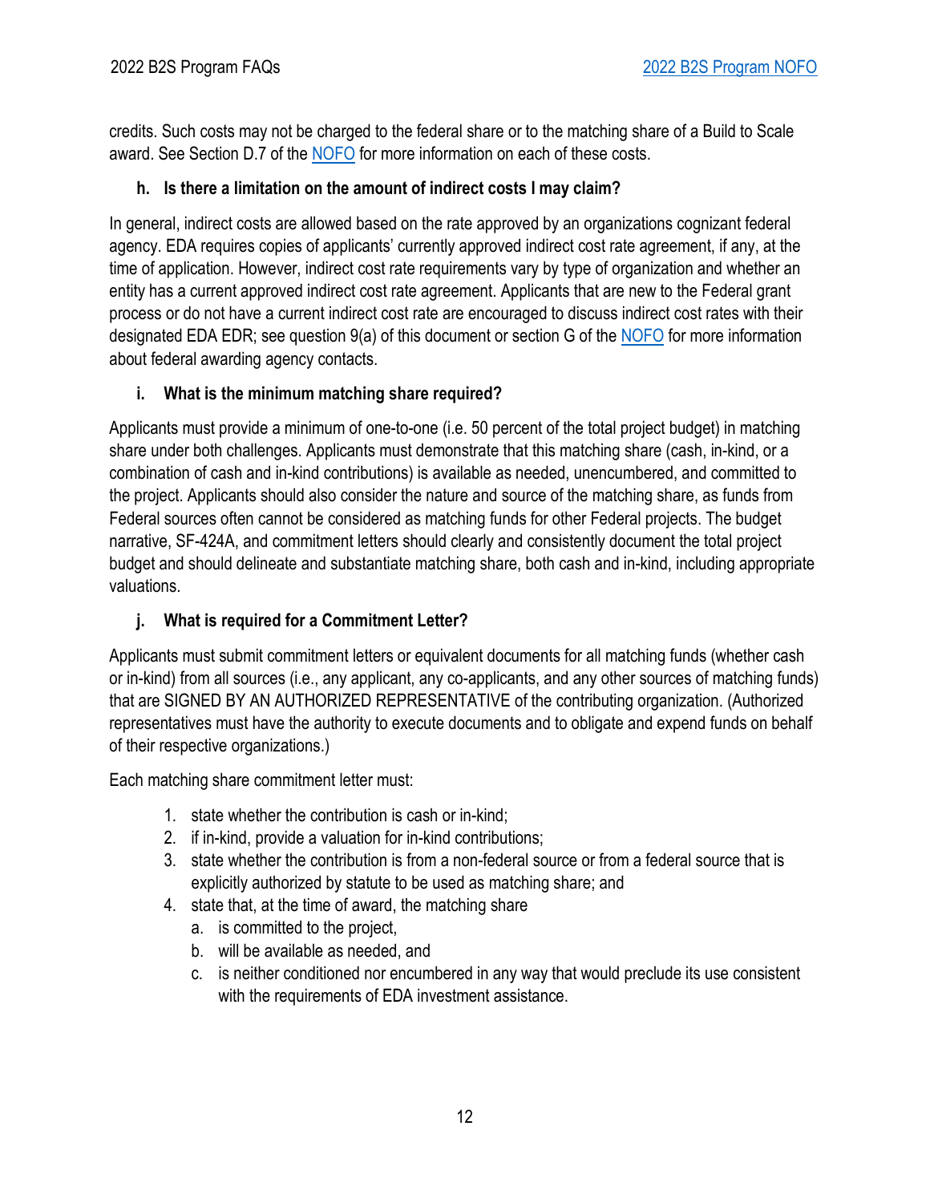credits. Such costs may not be charged to the federal share or to the matching share of a Build to Scale award. See Section D.7 of the NOFO for more information on each of these costs.

### h. Is there a limitation on the amount of indirect costs I may claim?

In general, indirect costs are allowed based on the rate approved by an organizations cognizant federal agency. EDA requires copies of applicants' currently approved indirect cost rate agreement, if any, at the time of application. However, indirect cost rate requirements vary by type of organization and whether an entity has a current approved indirect cost rate agreement. Applicants that are new to the Federal grant process or do not have a current indirect cost rate are encouraged to discuss indirect cost rates with their designated EDA EDR; see question 9(a) of this document or section G of the NOFO for more information about federal awarding agency contacts.

### i. What is the minimum matching share required?

Applicants must provide a minimum of one-to-one (i.e. 50 percent of the total project budget) in matching share under both challenges. Applicants must demonstrate that this matching share (cash, in-kind, or a combination of cash and in-kind contributions) is available as needed, unencumbered, and committed to the project. Applicants should also consider the nature and source of the matching share, as funds from Federal sources often cannot be considered as matching funds for other Federal projects. The budget narrative, SF-424A, and commitment letters should clearly and consistently document the total project budget and should delineate and substantiate matching share, both cash and in-kind, including appropriate valuations.

### j. What is required for a Commitment Letter?

Applicants must submit commitment letters or equivalent documents for all matching funds (whether cash or in-kind) from all sources (i.e., any applicant, any co-applicants, and any other sources of matching funds) that are SIGNED BY AN AUTHORIZED REPRESENTATIVE of the contributing organization. (Authorized representatives must have the authority to execute documents and to obligate and expend funds on behalf of their respective organizations.)

Each matching share commitment letter must:

1. state whether the contribution is cash or in-kind;
2. if in-kind, provide a valuation for in-kind contributions;
3. state whether the contribution is from a non-federal source or from a federal source that is explicitly authorized by statute to be used as matching share; and
4. state that, at the time of award, the matching share
   a. is committed to the project,
   b. will be available as needed, and
   c. is neither conditioned nor encumbered in any way that would preclude its use consistent with the requirements of EDA investment assistance.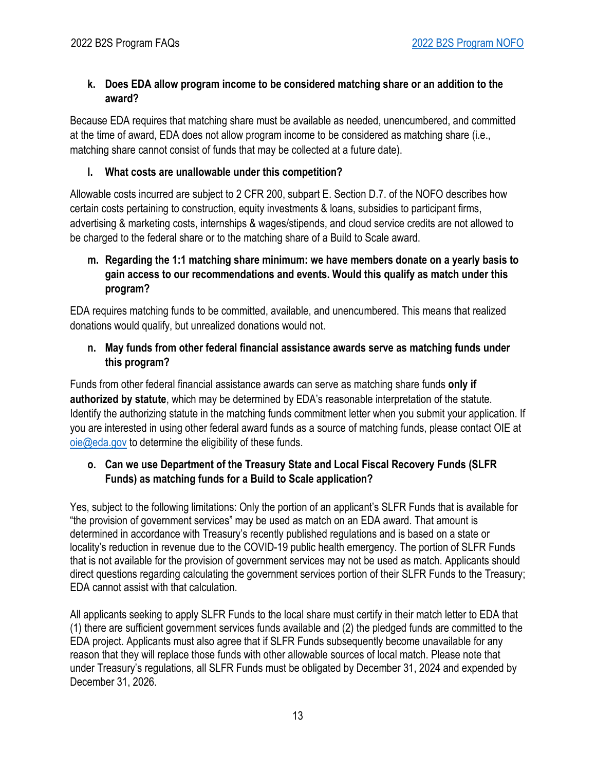**k. Does EDA allow program income to be considered matching share or an addition to the award?**

Because EDA requires that matching share must be available as needed, unencumbered, and committed at the time of award, EDA does not allow program income to be considered as matching share (i.e., matching share cannot consist of funds that may be collected at a future date).

**l. What costs are unallowable under this competition?**

Allowable costs incurred are subject to 2 CFR 200, subpart E. Section D.7. of the NOFO describes how certain costs pertaining to construction, equity investments & loans, subsidies to participant firms, advertising & marketing costs, internships & wages/stipends, and cloud service credits are not allowed to be charged to the federal share or to the matching share of a Build to Scale award.

**m. Regarding the 1:1 matching share minimum: we have members donate on a yearly basis to gain access to our recommendations and events. Would this qualify as match under this program?**

EDA requires matching funds to be committed, available, and unencumbered. This means that realized donations would qualify, but unrealized donations would not.

**n. May funds from other federal financial assistance awards serve as matching funds under this program?**

Funds from other federal financial assistance awards can serve as matching share funds **only if authorized by statute**, which may be determined by EDA's reasonable interpretation of the statute. Identify the authorizing statute in the matching funds commitment letter when you submit your application. If you are interested in using other federal award funds as a source of matching funds, please contact OIE at oie@eda.gov to determine the eligibility of these funds.

**o. Can we use Department of the Treasury State and Local Fiscal Recovery Funds (SLFR Funds) as matching funds for a Build to Scale application?**

Yes, subject to the following limitations: Only the portion of an applicant's SLFR Funds that is available for "the provision of government services" may be used as match on an EDA award. That amount is determined in accordance with Treasury's recently published regulations and is based on a state or locality's reduction in revenue due to the COVID-19 public health emergency. The portion of SLFR Funds that is not available for the provision of government services may not be used as match. Applicants should direct questions regarding calculating the government services portion of their SLFR Funds to the Treasury; EDA cannot assist with that calculation.

All applicants seeking to apply SLFR Funds to the local share must certify in their match letter to EDA that (1) there are sufficient government services funds available and (2) the pledged funds are committed to the EDA project. Applicants must also agree that if SLFR Funds subsequently become unavailable for any reason that they will replace those funds with other allowable sources of local match. Please note that under Treasury's regulations, all SLFR Funds must be obligated by December 31, 2024 and expended by December 31, 2026.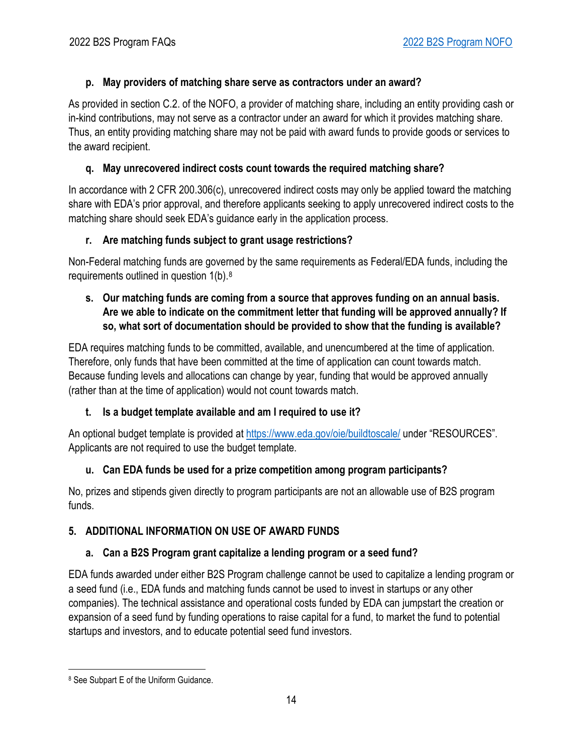### p. May providers of matching share serve as contractors under an award?

As provided in section C.2. of the NOFO, a provider of matching share, including an entity providing cash or in-kind contributions, may not serve as a contractor under an award for which it provides matching share. Thus, an entity providing matching share may not be paid with award funds to provide goods or services to the award recipient.

### q. May unrecovered indirect costs count towards the required matching share?

In accordance with 2 CFR 200.306(c), unrecovered indirect costs may only be applied toward the matching share with EDA's prior approval, and therefore applicants seeking to apply unrecovered indirect costs to the matching share should seek EDA's guidance early in the application process.

### r. Are matching funds subject to grant usage restrictions?

Non-Federal matching funds are governed by the same requirements as Federal/EDA funds, including the requirements outlined in question 1(b).[8]

### s. Our matching funds are coming from a source that approves funding on an annual basis. Are we able to indicate on the commitment letter that funding will be approved annually? If so, what sort of documentation should be provided to show that the funding is available?

EDA requires matching funds to be committed, available, and unencumbered at the time of application. Therefore, only funds that have been committed at the time of application can count towards match. Because funding levels and allocations can change by year, funding that would be approved annually (rather than at the time of application) would not count towards match.

### t. Is a budget template available and am I required to use it?

An optional budget template is provided at https://www.eda.gov/oie/buildtoscale/ under "RESOURCES". Applicants are not required to use the budget template.

### u. Can EDA funds be used for a prize competition among program participants?

No, prizes and stipends given directly to program participants are not an allowable use of B2S program funds.

## 5. ADDITIONAL INFORMATION ON USE OF AWARD FUNDS

### a. Can a B2S Program grant capitalize a lending program or a seed fund?

EDA funds awarded under either B2S Program challenge cannot be used to capitalize a lending program or a seed fund (i.e., EDA funds and matching funds cannot be used to invest in startups or any other companies). The technical assistance and operational costs funded by EDA can jumpstart the creation or expansion of a seed fund by funding operations to raise capital for a fund, to market the fund to potential startups and investors, and to educate potential seed fund investors.

---

[8] See Subpart E of the Uniform Guidance.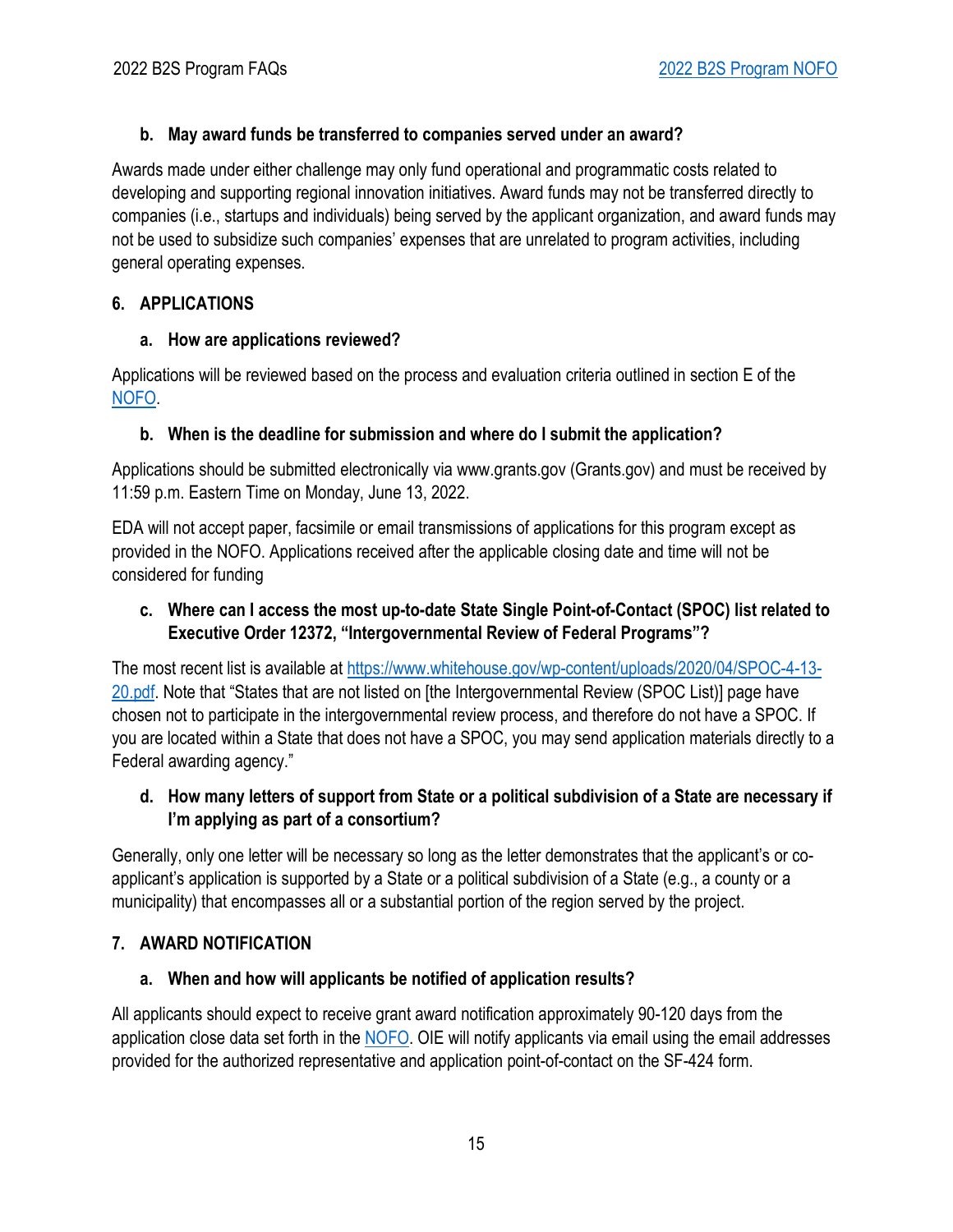**b. May award funds be transferred to companies served under an award?**

Awards made under either challenge may only fund operational and programmatic costs related to developing and supporting regional innovation initiatives. Award funds may not be transferred directly to companies (i.e., startups and individuals) being served by the applicant organization, and award funds may not be used to subsidize such companies' expenses that are unrelated to program activities, including general operating expenses.

## 6. APPLICATIONS

**a. How are applications reviewed?**

Applications will be reviewed based on the process and evaluation criteria outlined in section E of the NOFO.

**b. When is the deadline for submission and where do I submit the application?**

Applications should be submitted electronically via www.grants.gov (Grants.gov) and must be received by 11:59 p.m. Eastern Time on Monday, June 13, 2022.

EDA will not accept paper, facsimile or email transmissions of applications for this program except as provided in the NOFO. Applications received after the applicable closing date and time will not be considered for funding

**c. Where can I access the most up-to-date State Single Point-of-Contact (SPOC) list related to Executive Order 12372, "Intergovernmental Review of Federal Programs"?**

The most recent list is available at https://www.whitehouse.gov/wp-content/uploads/2020/04/SPOC-4-13-20.pdf. Note that "States that are not listed on [the Intergovernmental Review (SPOC List)] page have chosen not to participate in the intergovernmental review process, and therefore do not have a SPOC. If you are located within a State that does not have a SPOC, you may send application materials directly to a Federal awarding agency."

**d. How many letters of support from State or a political subdivision of a State are necessary if I'm applying as part of a consortium?**

Generally, only one letter will be necessary so long as the letter demonstrates that the applicant's or co-applicant's application is supported by a State or a political subdivision of a State (e.g., a county or a municipality) that encompasses all or a substantial portion of the region served by the project.

## 7. AWARD NOTIFICATION

**a. When and how will applicants be notified of application results?**

All applicants should expect to receive grant award notification approximately 90-120 days from the application close data set forth in the NOFO. OIE will notify applicants via email using the email addresses provided for the authorized representative and application point-of-contact on the SF-424 form.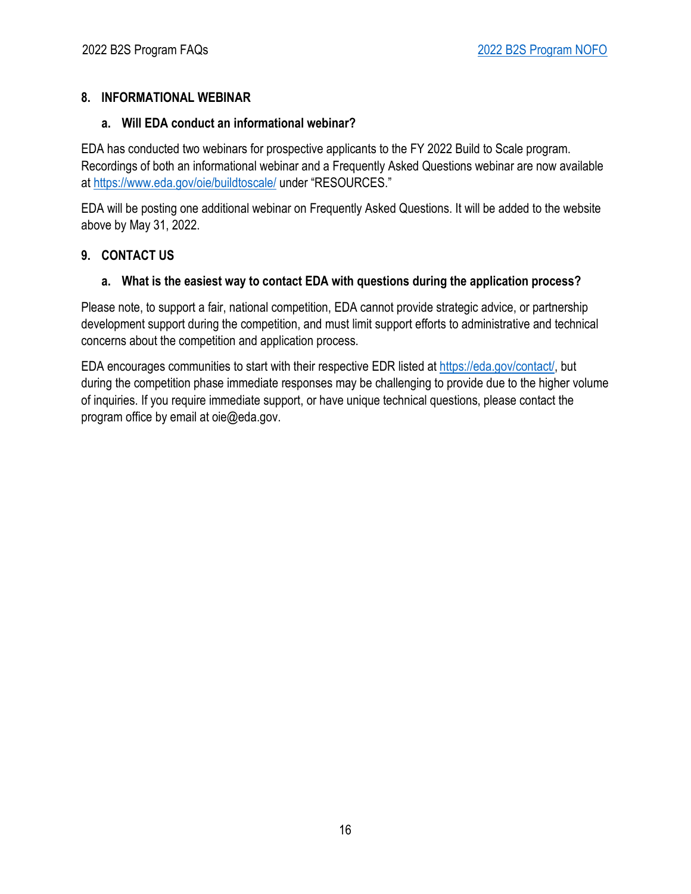## 8. INFORMATIONAL WEBINAR

### a. Will EDA conduct an informational webinar?

EDA has conducted two webinars for prospective applicants to the FY 2022 Build to Scale program. Recordings of both an informational webinar and a Frequently Asked Questions webinar are now available at [https://www.eda.gov/oie/buildtoscale/](https://www.eda.gov/oie/buildtoscale/) under "RESOURCES."

EDA will be posting one additional webinar on Frequently Asked Questions. It will be added to the website above by May 31, 2022.

## 9. CONTACT US

### a. What is the easiest way to contact EDA with questions during the application process?

Please note, to support a fair, national competition, EDA cannot provide strategic advice, or partnership development support during the competition, and must limit support efforts to administrative and technical concerns about the competition and application process.

EDA encourages communities to start with their respective EDR listed at [https://eda.gov/contact/](https://eda.gov/contact/), but during the competition phase immediate responses may be challenging to provide due to the higher volume of inquiries. If you require immediate support, or have unique technical questions, please contact the program office by email at oie@eda.gov.